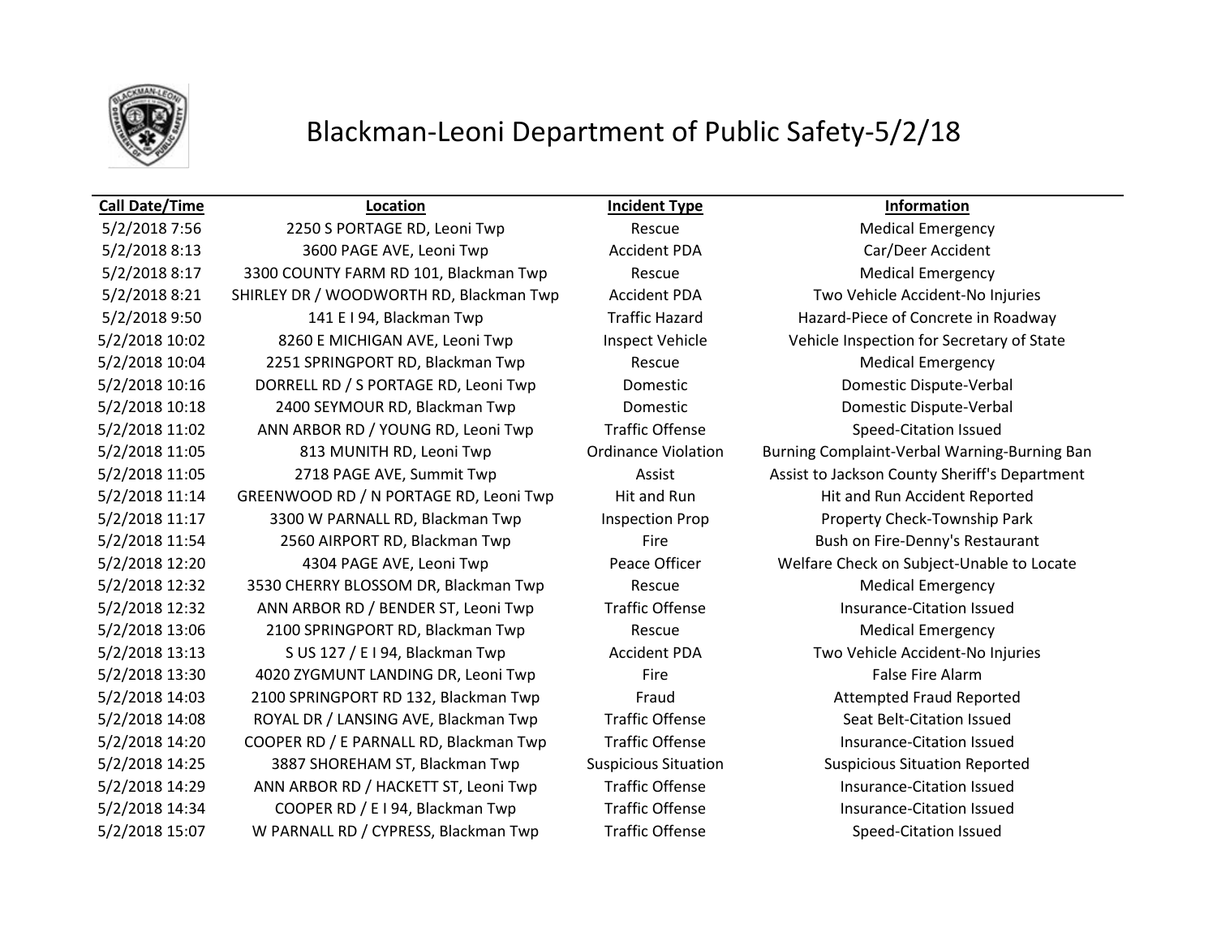# Blackman-Leoni Department of Public Safety-5/2/18

| Call Date/Time | Location | Incident Type | Information |
|---|---|---|---|
| 5/2/2018 7:56 | 2250 S PORTAGE RD, Leoni Twp | Rescue | Medical Emergency |
| 5/2/2018 8:13 | 3600 PAGE AVE, Leoni Twp | Accident PDA | Car/Deer Accident |
| 5/2/2018 8:17 | 3300 COUNTY FARM RD 101, Blackman Twp | Rescue | Medical Emergency |
| 5/2/2018 8:21 | SHIRLEY DR / WOODWORTH RD, Blackman Twp | Accident PDA | Two Vehicle Accident-No Injuries |
| 5/2/2018 9:50 | 141 E I 94, Blackman Twp | Traffic Hazard | Hazard-Piece of Concrete in Roadway |
| 5/2/2018 10:02 | 8260 E MICHIGAN AVE, Leoni Twp | Inspect Vehicle | Vehicle Inspection for Secretary of State |
| 5/2/2018 10:04 | 2251 SPRINGPORT RD, Blackman Twp | Rescue | Medical Emergency |
| 5/2/2018 10:16 | DORRELL RD / S PORTAGE RD, Leoni Twp | Domestic | Domestic Dispute-Verbal |
| 5/2/2018 10:18 | 2400 SEYMOUR RD, Blackman Twp | Domestic | Domestic Dispute-Verbal |
| 5/2/2018 11:02 | ANN ARBOR RD / YOUNG RD, Leoni Twp | Traffic Offense | Speed-Citation Issued |
| 5/2/2018 11:05 | 813 MUNITH RD, Leoni Twp | Ordinance Violation | Burning Complaint-Verbal Warning-Burning Ban |
| 5/2/2018 11:05 | 2718 PAGE AVE, Summit Twp | Assist | Assist to Jackson County Sheriff's Department |
| 5/2/2018 11:14 | GREENWOOD RD / N PORTAGE RD, Leoni Twp | Hit and Run | Hit and Run Accident Reported |
| 5/2/2018 11:17 | 3300 W PARNALL RD, Blackman Twp | Inspection Prop | Property Check-Township Park |
| 5/2/2018 11:54 | 2560 AIRPORT RD, Blackman Twp | Fire | Bush on Fire-Denny's Restaurant |
| 5/2/2018 12:20 | 4304 PAGE AVE, Leoni Twp | Peace Officer | Welfare Check on Subject-Unable to Locate |
| 5/2/2018 12:32 | 3530 CHERRY BLOSSOM DR, Blackman Twp | Rescue | Medical Emergency |
| 5/2/2018 12:32 | ANN ARBOR RD / BENDER ST, Leoni Twp | Traffic Offense | Insurance-Citation Issued |
| 5/2/2018 13:06 | 2100 SPRINGPORT RD, Blackman Twp | Rescue | Medical Emergency |
| 5/2/2018 13:13 | S US 127 / E I 94, Blackman Twp | Accident PDA | Two Vehicle Accident-No Injuries |
| 5/2/2018 13:30 | 4020 ZYGMUNT LANDING DR, Leoni Twp | Fire | False Fire Alarm |
| 5/2/2018 14:03 | 2100 SPRINGPORT RD 132, Blackman Twp | Fraud | Attempted Fraud Reported |
| 5/2/2018 14:08 | ROYAL DR / LANSING AVE, Blackman Twp | Traffic Offense | Seat Belt-Citation Issued |
| 5/2/2018 14:20 | COOPER RD / E PARNALL RD, Blackman Twp | Traffic Offense | Insurance-Citation Issued |
| 5/2/2018 14:25 | 3887 SHOREHAM ST, Blackman Twp | Suspicious Situation | Suspicious Situation Reported |
| 5/2/2018 14:29 | ANN ARBOR RD / HACKETT ST, Leoni Twp | Traffic Offense | Insurance-Citation Issued |
| 5/2/2018 14:34 | COOPER RD / E I 94, Blackman Twp | Traffic Offense | Insurance-Citation Issued |
| 5/2/2018 15:07 | W PARNALL RD / CYPRESS, Blackman Twp | Traffic Offense | Speed-Citation Issued |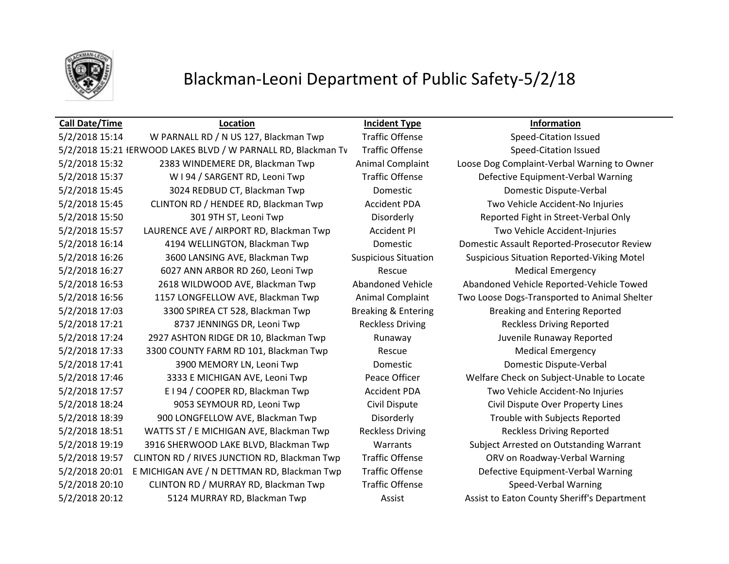# Blackman-Leoni Department of Public Safety-5/2/18

| Call Date/Time | Location | Incident Type | Information |
|---|---|---|---|
| 5/2/2018 15:14 | W PARNALL RD / N US 127, Blackman Twp | Traffic Offense | Speed-Citation Issued |
| 5/2/2018 15:21 | IERWOOD LAKES BLVD / W PARNALL RD, Blackman Tv | Traffic Offense | Speed-Citation Issued |
| 5/2/2018 15:32 | 2383 WINDEMERE DR, Blackman Twp | Animal Complaint | Loose Dog Complaint-Verbal Warning to Owner |
| 5/2/2018 15:37 | W I 94 / SARGENT RD, Leoni Twp | Traffic Offense | Defective Equipment-Verbal Warning |
| 5/2/2018 15:45 | 3024 REDBUD CT, Blackman Twp | Domestic | Domestic Dispute-Verbal |
| 5/2/2018 15:45 | CLINTON RD / HENDEE RD, Blackman Twp | Accident PDA | Two Vehicle Accident-No Injuries |
| 5/2/2018 15:50 | 301 9TH ST, Leoni Twp | Disorderly | Reported Fight in Street-Verbal Only |
| 5/2/2018 15:57 | LAURENCE AVE / AIRPORT RD, Blackman Twp | Accident PI | Two Vehicle Accident-Injuries |
| 5/2/2018 16:14 | 4194 WELLINGTON, Blackman Twp | Domestic | Domestic Assault Reported-Prosecutor Review |
| 5/2/2018 16:26 | 3600 LANSING AVE, Blackman Twp | Suspicious Situation | Suspicious Situation Reported-Viking Motel |
| 5/2/2018 16:27 | 6027 ANN ARBOR RD 260, Leoni Twp | Rescue | Medical Emergency |
| 5/2/2018 16:53 | 2618 WILDWOOD AVE, Blackman Twp | Abandoned Vehicle | Abandoned Vehicle Reported-Vehicle Towed |
| 5/2/2018 16:56 | 1157 LONGFELLOW AVE, Blackman Twp | Animal Complaint | Two Loose Dogs-Transported to Animal Shelter |
| 5/2/2018 17:03 | 3300 SPIREA CT 528, Blackman Twp | Breaking & Entering | Breaking and Entering Reported |
| 5/2/2018 17:21 | 8737 JENNINGS DR, Leoni Twp | Reckless Driving | Reckless Driving Reported |
| 5/2/2018 17:24 | 2927 ASHTON RIDGE DR 10, Blackman Twp | Runaway | Juvenile Runaway Reported |
| 5/2/2018 17:33 | 3300 COUNTY FARM RD 101, Blackman Twp | Rescue | Medical Emergency |
| 5/2/2018 17:41 | 3900 MEMORY LN, Leoni Twp | Domestic | Domestic Dispute-Verbal |
| 5/2/2018 17:46 | 3333 E MICHIGAN AVE, Leoni Twp | Peace Officer | Welfare Check on Subject-Unable to Locate |
| 5/2/2018 17:57 | E I 94 / COOPER RD, Blackman Twp | Accident PDA | Two Vehicle Accident-No Injuries |
| 5/2/2018 18:24 | 9053 SEYMOUR RD, Leoni Twp | Civil Dispute | Civil Dispute Over Property Lines |
| 5/2/2018 18:39 | 900 LONGFELLOW AVE, Blackman Twp | Disorderly | Trouble with Subjects Reported |
| 5/2/2018 18:51 | WATTS ST / E MICHIGAN AVE, Blackman Twp | Reckless Driving | Reckless Driving Reported |
| 5/2/2018 19:19 | 3916 SHERWOOD LAKE BLVD, Blackman Twp | Warrants | Subject Arrested on Outstanding Warrant |
| 5/2/2018 19:57 | CLINTON RD / RIVES JUNCTION RD, Blackman Twp | Traffic Offense | ORV on Roadway-Verbal Warning |
| 5/2/2018 20:01 | E MICHIGAN AVE / N DETTMAN RD, Blackman Twp | Traffic Offense | Defective Equipment-Verbal Warning |
| 5/2/2018 20:10 | CLINTON RD / MURRAY RD, Blackman Twp | Traffic Offense | Speed-Verbal Warning |
| 5/2/2018 20:12 | 5124 MURRAY RD, Blackman Twp | Assist | Assist to Eaton County Sheriff's Department |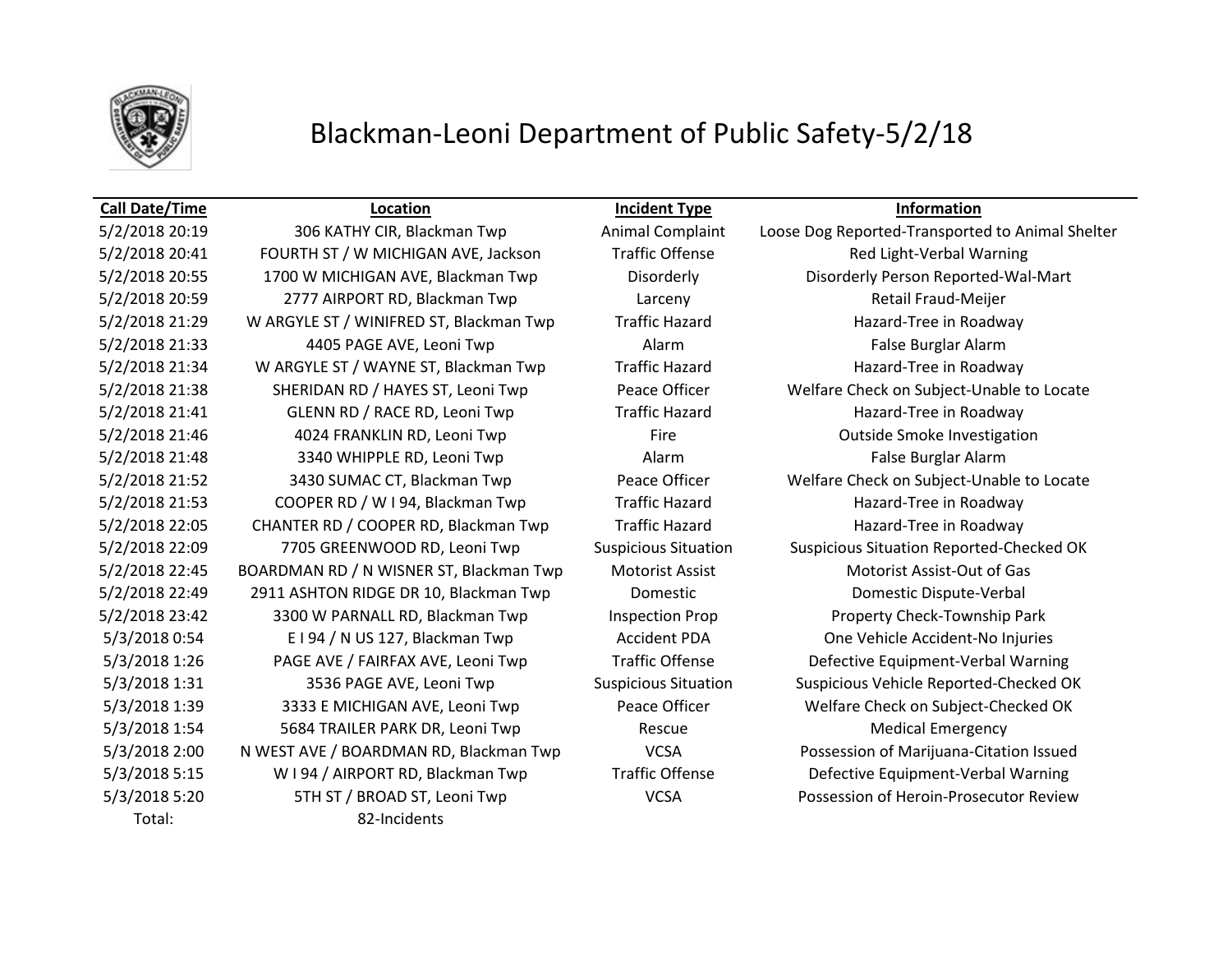# Blackman-Leoni Department of Public Safety-5/2/18

| Call Date/Time | Location | Incident Type | Information |
|---|---|---|---|
| 5/2/2018 20:19 | 306 KATHY CIR, Blackman Twp | Animal Complaint | Loose Dog Reported-Transported to Animal Shelter |
| 5/2/2018 20:41 | FOURTH ST / W MICHIGAN AVE, Jackson | Traffic Offense | Red Light-Verbal Warning |
| 5/2/2018 20:55 | 1700 W MICHIGAN AVE, Blackman Twp | Disorderly | Disorderly Person Reported-Wal-Mart |
| 5/2/2018 20:59 | 2777 AIRPORT RD, Blackman Twp | Larceny | Retail Fraud-Meijer |
| 5/2/2018 21:29 | W ARGYLE ST / WINIFRED ST, Blackman Twp | Traffic Hazard | Hazard-Tree in Roadway |
| 5/2/2018 21:33 | 4405 PAGE AVE, Leoni Twp | Alarm | False Burglar Alarm |
| 5/2/2018 21:34 | W ARGYLE ST / WAYNE ST, Blackman Twp | Traffic Hazard | Hazard-Tree in Roadway |
| 5/2/2018 21:38 | SHERIDAN RD / HAYES ST, Leoni Twp | Peace Officer | Welfare Check on Subject-Unable to Locate |
| 5/2/2018 21:41 | GLENN RD / RACE RD, Leoni Twp | Traffic Hazard | Hazard-Tree in Roadway |
| 5/2/2018 21:46 | 4024 FRANKLIN RD, Leoni Twp | Fire | Outside Smoke Investigation |
| 5/2/2018 21:48 | 3340 WHIPPLE RD, Leoni Twp | Alarm | False Burglar Alarm |
| 5/2/2018 21:52 | 3430 SUMAC CT, Blackman Twp | Peace Officer | Welfare Check on Subject-Unable to Locate |
| 5/2/2018 21:53 | COOPER RD / W I 94, Blackman Twp | Traffic Hazard | Hazard-Tree in Roadway |
| 5/2/2018 22:05 | CHANTER RD / COOPER RD, Blackman Twp | Traffic Hazard | Hazard-Tree in Roadway |
| 5/2/2018 22:09 | 7705 GREENWOOD RD, Leoni Twp | Suspicious Situation | Suspicious Situation Reported-Checked OK |
| 5/2/2018 22:45 | BOARDMAN RD / N WISNER ST, Blackman Twp | Motorist Assist | Motorist Assist-Out of Gas |
| 5/2/2018 22:49 | 2911 ASHTON RIDGE DR 10, Blackman Twp | Domestic | Domestic Dispute-Verbal |
| 5/2/2018 23:42 | 3300 W PARNALL RD, Blackman Twp | Inspection Prop | Property Check-Township Park |
| 5/3/2018 0:54 | E I 94 / N US 127, Blackman Twp | Accident PDA | One Vehicle Accident-No Injuries |
| 5/3/2018 1:26 | PAGE AVE / FAIRFAX AVE, Leoni Twp | Traffic Offense | Defective Equipment-Verbal Warning |
| 5/3/2018 1:31 | 3536 PAGE AVE, Leoni Twp | Suspicious Situation | Suspicious Vehicle Reported-Checked OK |
| 5/3/2018 1:39 | 3333 E MICHIGAN AVE, Leoni Twp | Peace Officer | Welfare Check on Subject-Checked OK |
| 5/3/2018 1:54 | 5684 TRAILER PARK DR, Leoni Twp | Rescue | Medical Emergency |
| 5/3/2018 2:00 | N WEST AVE / BOARDMAN RD, Blackman Twp | VCSA | Possession of Marijuana-Citation Issued |
| 5/3/2018 5:15 | W I 94 / AIRPORT RD, Blackman Twp | Traffic Offense | Defective Equipment-Verbal Warning |
| 5/3/2018 5:20 | 5TH ST / BROAD ST, Leoni Twp | VCSA | Possession of Heroin-Prosecutor Review |
| Total: | 82-Incidents | | |